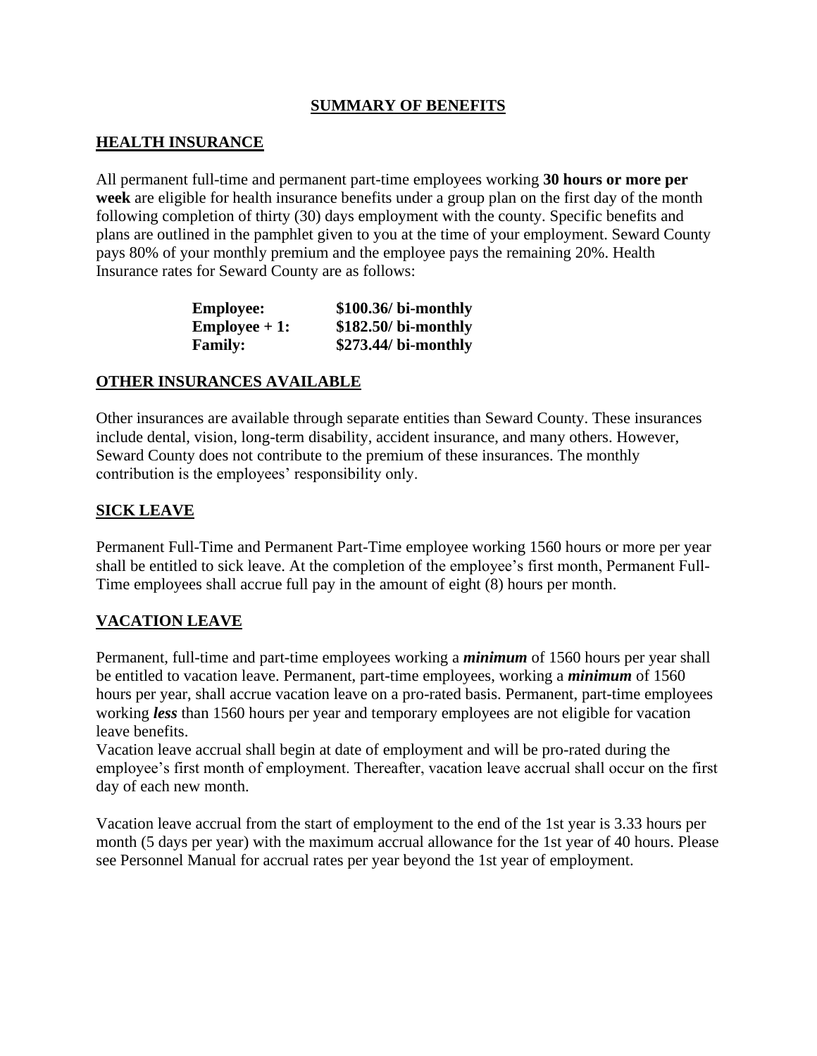# SUMMARY OF BENEFITS

## HEALTH INSURANCE

All permanent full-time and permanent part-time employees working **30 hours or more per week** are eligible for health insurance benefits under a group plan on the first day of the month following completion of thirty (30) days employment with the county. Specific benefits and plans are outlined in the pamphlet given to you at the time of your employment. Seward County pays 80% of your monthly premium and the employee pays the remaining 20%. Health Insurance rates for Seward County are as follows:

| | |
|---|---|
| **Employee:** | **$100.36/ bi-monthly** |
| **Employee + 1:** | **$182.50/ bi-monthly** |
| **Family:** | **$273.44/ bi-monthly** |

## OTHER INSURANCES AVAILABLE

Other insurances are available through separate entities than Seward County. These insurances include dental, vision, long-term disability, accident insurance, and many others. However, Seward County does not contribute to the premium of these insurances. The monthly contribution is the employees' responsibility only.

## SICK LEAVE

Permanent Full-Time and Permanent Part-Time employee working 1560 hours or more per year shall be entitled to sick leave. At the completion of the employee's first month, Permanent Full-Time employees shall accrue full pay in the amount of eight (8) hours per month.

## VACATION LEAVE

Permanent, full-time and part-time employees working a ***minimum*** of 1560 hours per year shall be entitled to vacation leave. Permanent, part-time employees, working a ***minimum*** of 1560 hours per year, shall accrue vacation leave on a pro-rated basis. Permanent, part-time employees working ***less*** than 1560 hours per year and temporary employees are not eligible for vacation leave benefits.

Vacation leave accrual shall begin at date of employment and will be pro-rated during the employee's first month of employment. Thereafter, vacation leave accrual shall occur on the first day of each new month.

Vacation leave accrual from the start of employment to the end of the 1st year is 3.33 hours per month (5 days per year) with the maximum accrual allowance for the 1st year of 40 hours. Please see Personnel Manual for accrual rates per year beyond the 1st year of employment.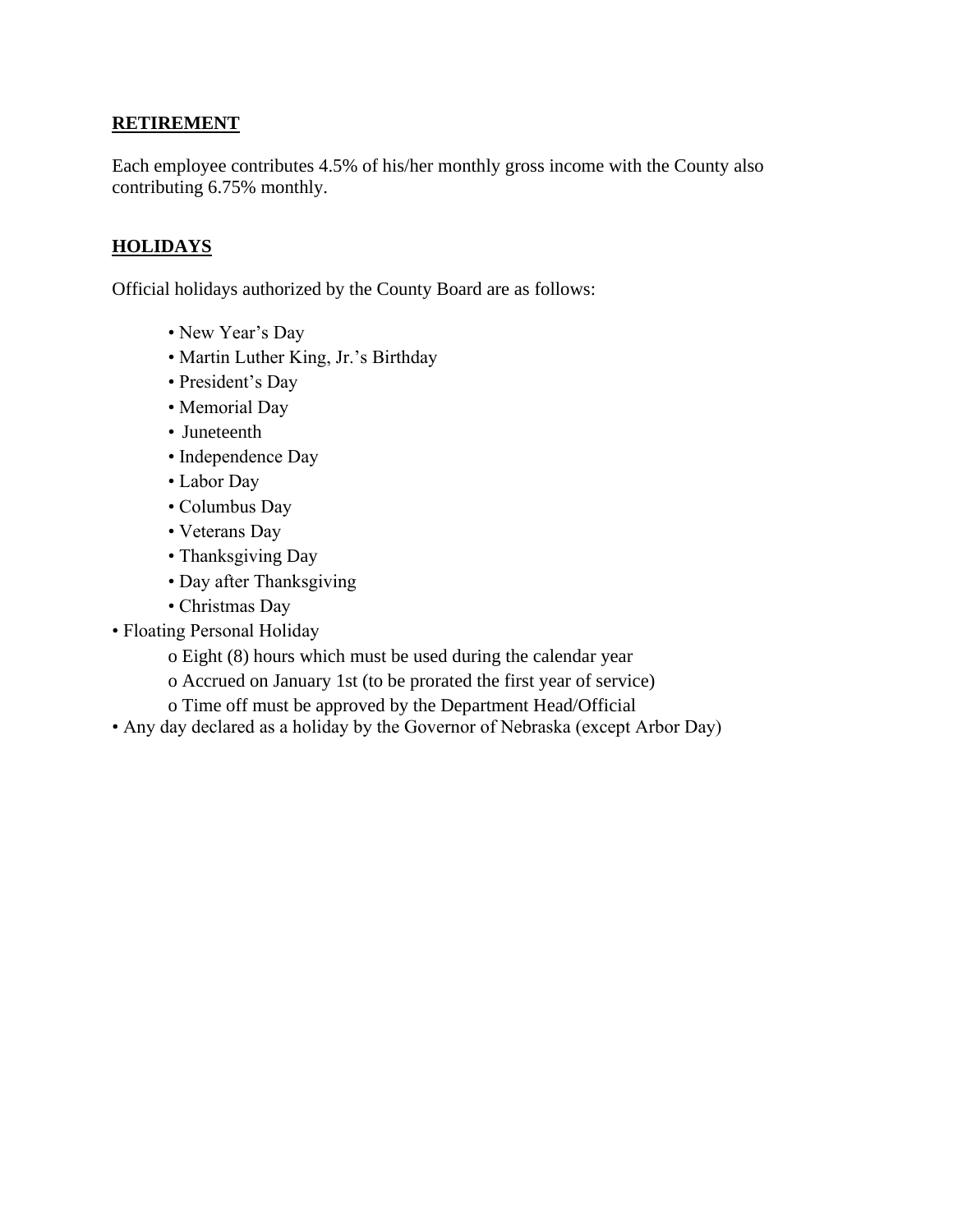**RETIREMENT**

Each employee contributes 4.5% of his/her monthly gross income with the County also contributing 6.75% monthly.

**HOLIDAYS**

Official holidays authorized by the County Board are as follows:

- New Year's Day
- Martin Luther King, Jr.'s Birthday
- President's Day
- Memorial Day
- Juneteenth
- Independence Day
- Labor Day
- Columbus Day
- Veterans Day
- Thanksgiving Day
- Day after Thanksgiving
- Christmas Day

- Floating Personal Holiday
  - Eight (8) hours which must be used during the calendar year
  - Accrued on January 1st (to be prorated the first year of service)
  - Time off must be approved by the Department Head/Official
- Any day declared as a holiday by the Governor of Nebraska (except Arbor Day)